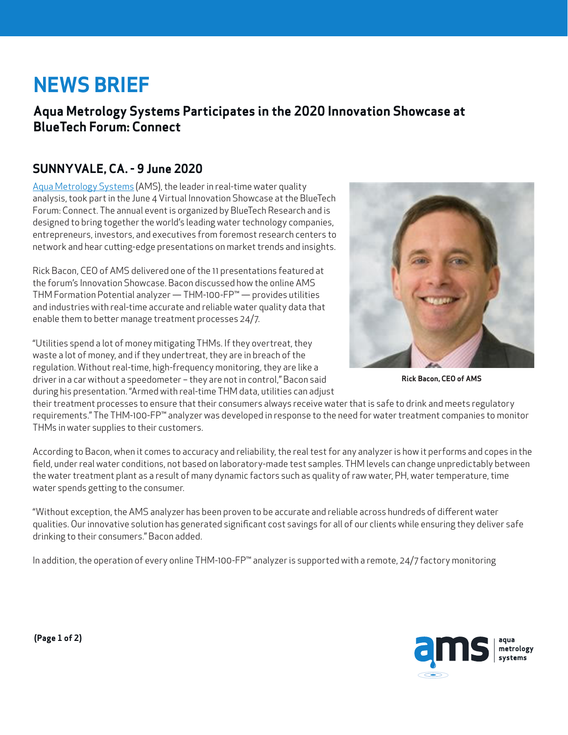# NEWS BRIEF

## Aqua Metrology Systems Participates in the 2020 Innovation Showcase at BlueTech Forum: Connect

### SUNNYVALE, CA. - 9 June 2020

Aqua Metrology Systems (AMS), the leader in real-time water quality analysis, took part in the June 4 Virtual Innovation Showcase at the BlueTech Forum: Connect. The annual event is organized by BlueTech Research and is designed to bring together the world's leading water technology companies, entrepreneurs, investors, and executives from foremost research centers to network and hear cutting-edge presentations on market trends and insights.

Rick Bacon, CEO of AMS delivered one of the 11 presentations featured at the forum's Innovation Showcase. Bacon discussed how the online AMS THM Formation Potential analyzer — THM-100-FP™ — provides utilities and industries with real-time accurate and reliable water quality data that enable them to better manage treatment processes 24/7.

Rick Bacon, CEO of AMS

"Utilities spend a lot of money mitigating THMs. If they overtreat, they waste a lot of money, and if they undertreat, they are in breach of the regulation. Without real-time, high-frequency monitoring, they are like a driver in a car without a speedometer – they are not in control," Bacon said during his presentation. "Armed with real-time THM data, utilities can adjust their treatment processes to ensure that their consumers always receive water that is safe to drink and meets regulatory requirements." The THM-100-FP™ analyzer was developed in response to the need for water treatment companies to monitor THMs in water supplies to their customers.

According to Bacon, when it comes to accuracy and reliability, the real test for any analyzer is how it performs and copes in the field, under real water conditions, not based on laboratory-made test samples. THM levels can change unpredictably between the water treatment plant as a result of many dynamic factors such as quality of raw water, PH, water temperature, time water spends getting to the consumer.

"Without exception, the AMS analyzer has been proven to be accurate and reliable across hundreds of different water qualities. Our innovative solution has generated significant cost savings for all of our clients while ensuring they deliver safe drinking to their consumers." Bacon added.

In addition, the operation of every online THM-100-FP™ analyzer is supported with a remote, 24/7 factory monitoring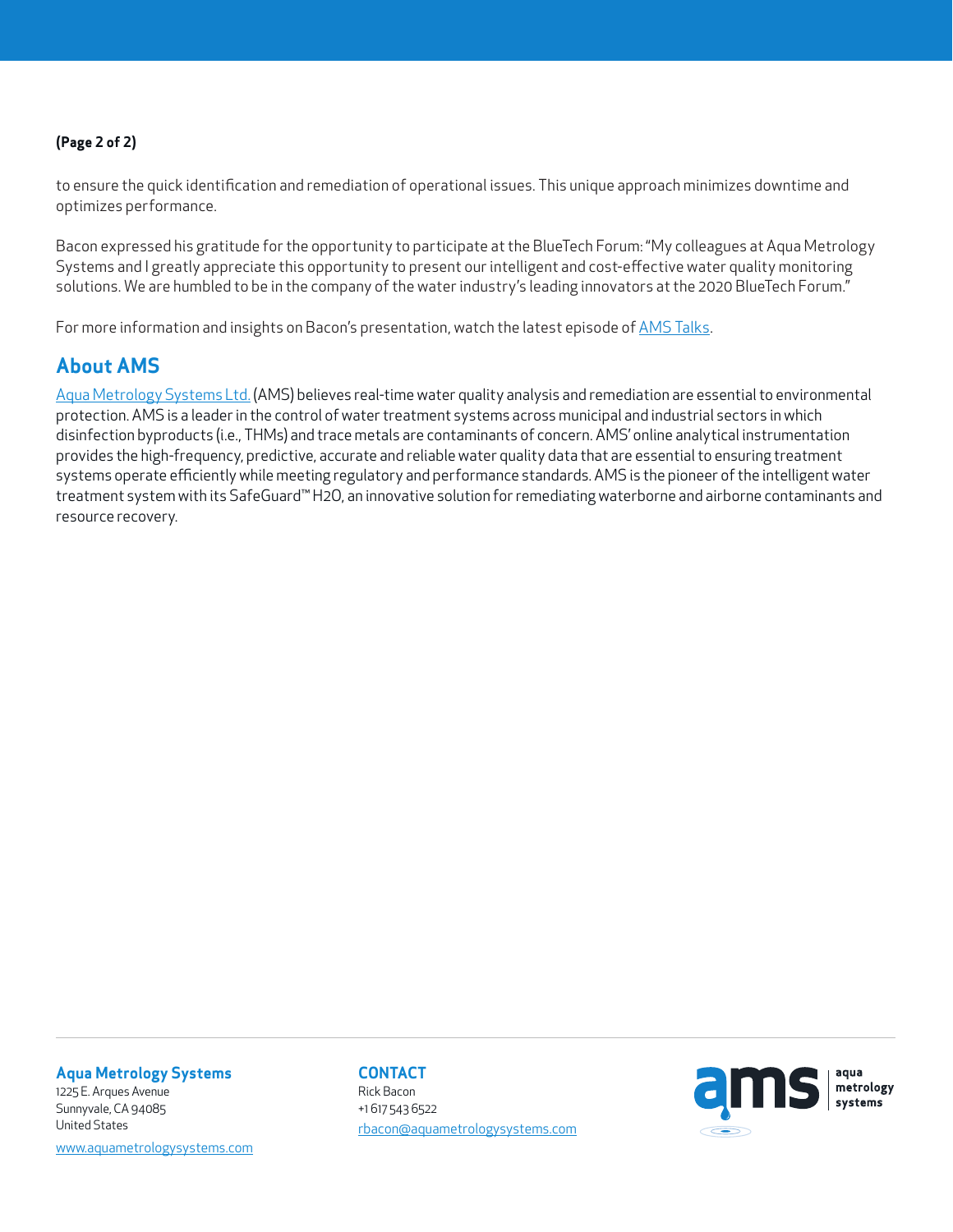to ensure the quick identification and remediation of operational issues. This unique approach minimizes downtime and optimizes performance.

Bacon expressed his gratitude for the opportunity to participate at the BlueTech Forum: "My colleagues at Aqua Metrology Systems and I greatly appreciate this opportunity to present our intelligent and cost-effective water quality monitoring solutions. We are humbled to be in the company of the water industry's leading innovators at the 2020 BlueTech Forum."

For more information and insights on Bacon's presentation, watch the latest episode of AMS Talks.

## About AMS

Aqua Metrology Systems Ltd. (AMS) believes real-time water quality analysis and remediation are essential to environmental protection. AMS is a leader in the control of water treatment systems across municipal and industrial sectors in which disinfection byproducts (i.e., THMs) and trace metals are contaminants of concern. AMS' online analytical instrumentation provides the high-frequency, predictive, accurate and reliable water quality data that are essential to ensuring treatment systems operate efficiently while meeting regulatory and performance standards. AMS is the pioneer of the intelligent water treatment system with its SafeGuard™ H2O, an innovative solution for remediating waterborne and airborne contaminants and resource recovery.

**Aqua Metrology Systems**
1225 E. Arques Avenue
Sunnyvale, CA 94085
United States
www.aquametrologysystems.com

**CONTACT**
Rick Bacon
+1 617 543 6522
rbacon@aquametrologysystems.com

ams aqua metrology systems